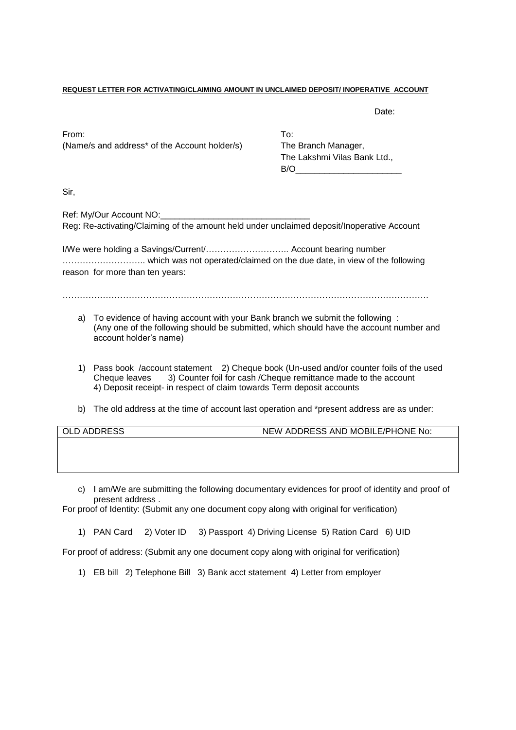**REQUEST LETTER FOR ACTIVATING/CLAIMING AMOUNT IN UNCLAIMED DEPOSIT/ INOPERATIVE ACCOUNT**

Date:

From:
(Name/s and address* of the Account holder/s)

To:
The Branch Manager,
The Lakshmi Vilas Bank Ltd.,
B/O______________________

Sir,

Ref: My/Our Account NO:______________________________
Reg: Re-activating/Claiming of the amount held under unclaimed deposit/Inoperative Account

I/We were holding a Savings/Current/……………………….. Account bearing number ……………………….. which was not operated/claimed on the due date, in view of the following reason for more than ten years:

……………………………………………………………………………………………………………

a) To evidence of having account with your Bank branch we submit the following :
(Any one of the following should be submitted, which should have the account number and account holder's name)

1) Pass book /account statement 2) Cheque book (Un-used and/or counter foils of the used Cheque leaves 3) Counter foil for cash /Cheque remittance made to the account 4) Deposit receipt- in respect of claim towards Term deposit accounts

b) The old address at the time of account last operation and *present address are as under:

| OLD ADDRESS | NEW ADDRESS AND MOBILE/PHONE No: |
|---|---|
| | |

c) I am/We are submitting the following documentary evidences for proof of identity and proof of present address .

For proof of Identity: (Submit any one document copy along with original for verification)

1) PAN Card 2) Voter ID 3) Passport 4) Driving License 5) Ration Card 6) UID

For proof of address: (Submit any one document copy along with original for verification)

1) EB bill 2) Telephone Bill 3) Bank acct statement 4) Letter from employer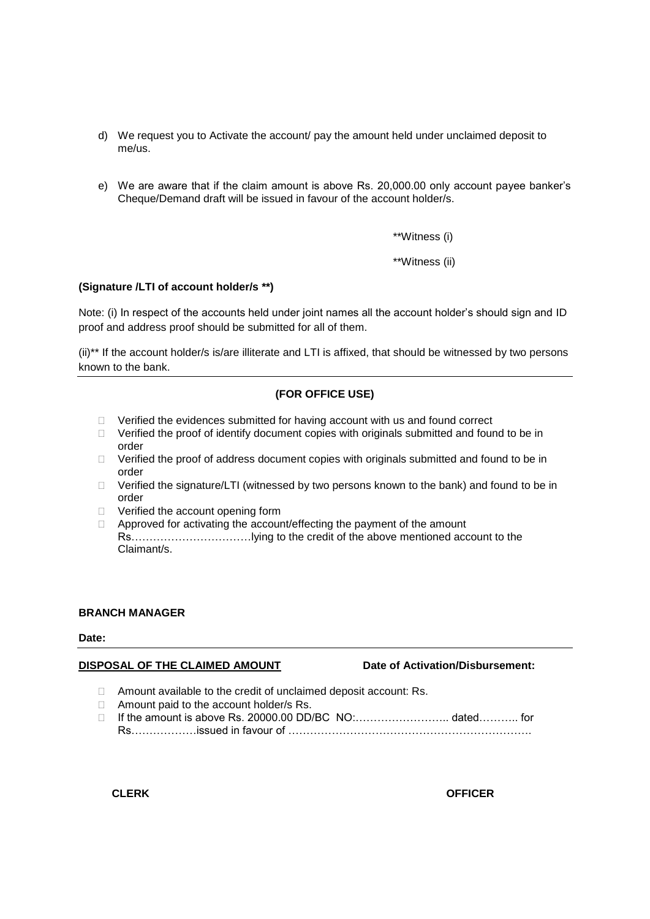d) We request you to Activate the account/ pay the amount held under unclaimed deposit to me/us.

e) We are aware that if the claim amount is above Rs. 20,000.00 only account payee banker's Cheque/Demand draft will be issued in favour of the account holder/s.

**Witness (i)

**Witness (ii)

**(Signature /LTI of account holder/s **)**

Note: (i) In respect of the accounts held under joint names all the account holder's should sign and ID proof and address proof should be submitted for all of them.

(ii)** If the account holder/s is/are illiterate and LTI is affixed, that should be witnessed by two persons known to the bank.

---

**(FOR OFFICE USE)**

- Verified the evidences submitted for having account with us and found correct
- Verified the proof of identify document copies with originals submitted and found to be in order
- Verified the proof of address document copies with originals submitted and found to be in order
- Verified the signature/LTI (witnessed by two persons known to the bank) and found to be in order
- Verified the account opening form
- Approved for activating the account/effecting the payment of the amount Rs……………………………lying to the credit of the above mentioned account to the Claimant/s.

**BRANCH MANAGER**

**Date:**

---

**DISPOSAL OF THE CLAIMED AMOUNT** **Date of Activation/Disbursement:**

- Amount available to the credit of unclaimed deposit account: Rs.
- Amount paid to the account holder/s Rs.
- If the amount is above Rs. 20000.00 DD/BC NO:…………………….. dated……….. for Rs………………issued in favour of ………………………………………………………….

**CLERK** **OFFICER**